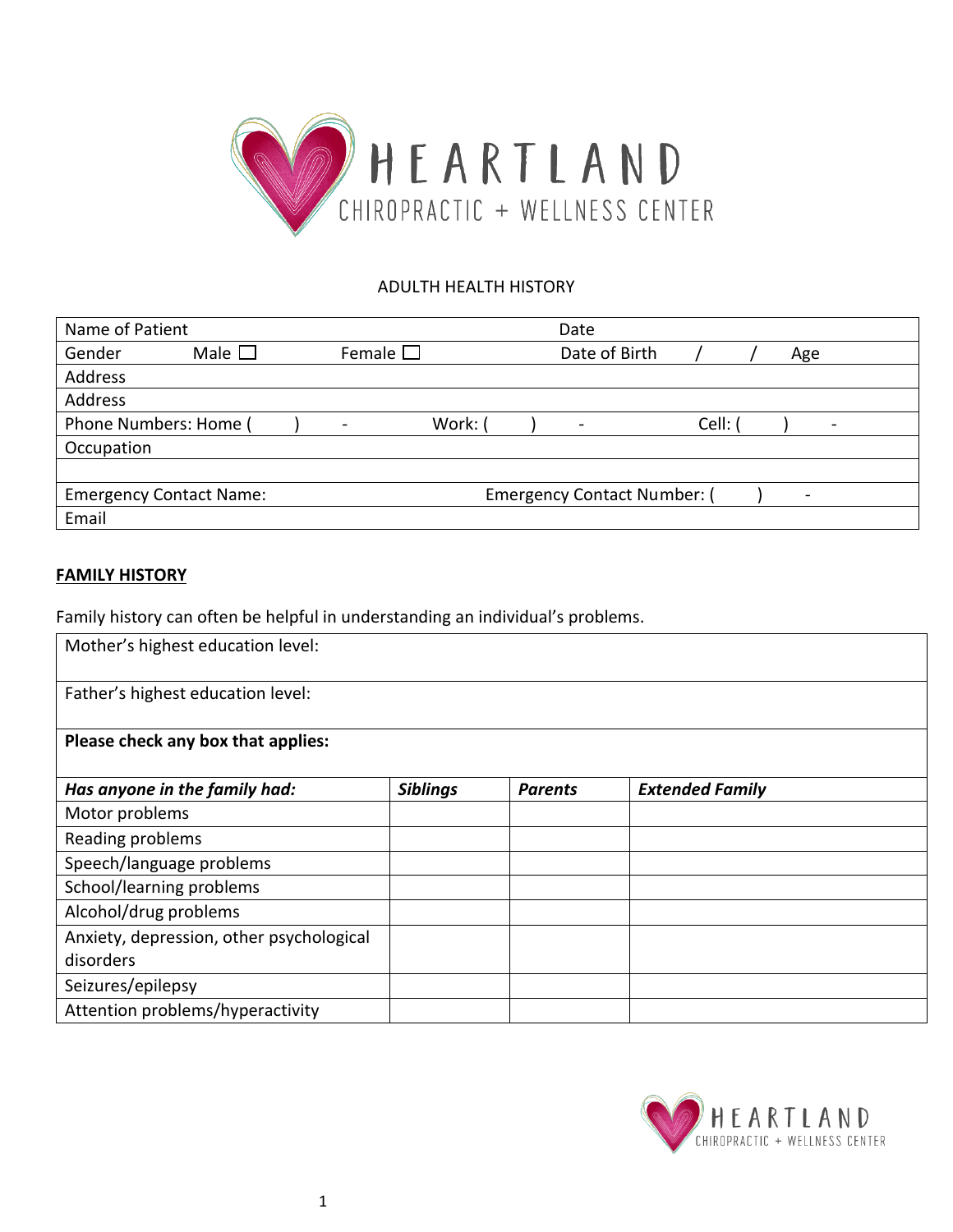# HEARTLAND
CHIROPRACTIC + WELLNESS CENTER

## ADULTH HEALTH HISTORY

| Name of Patient | | | Date | |
|---|---|---|---|---|
| Gender | Male ☐ | Female ☐ | Date of Birth / / | Age |
| Address | | | | |
| Address | | | | |
| Phone Numbers: Home ( ) - | | Work: ( ) - | | Cell: ( ) - |
| Occupation | | | | |
| | | | | |
| Emergency Contact Name: | | Emergency Contact Number: ( ) - | | |
| Email | | | | |

**FAMILY HISTORY**

Family history can often be helpful in understanding an individual's problems.

| Mother's highest education level: | | | |
|---|---|---|---|
| Father's highest education level: | | | |
| **Please check any box that applies:** | | | |
| ***Has anyone in the family had:*** | ***Siblings*** | ***Parents*** | ***Extended Family*** |
| Motor problems | | | |
| Reading problems | | | |
| Speech/language problems | | | |
| School/learning problems | | | |
| Alcohol/drug problems | | | |
| Anxiety, depression, other psychological disorders | | | |
| Seizures/epilepsy | | | |
| Attention problems/hyperactivity | | | |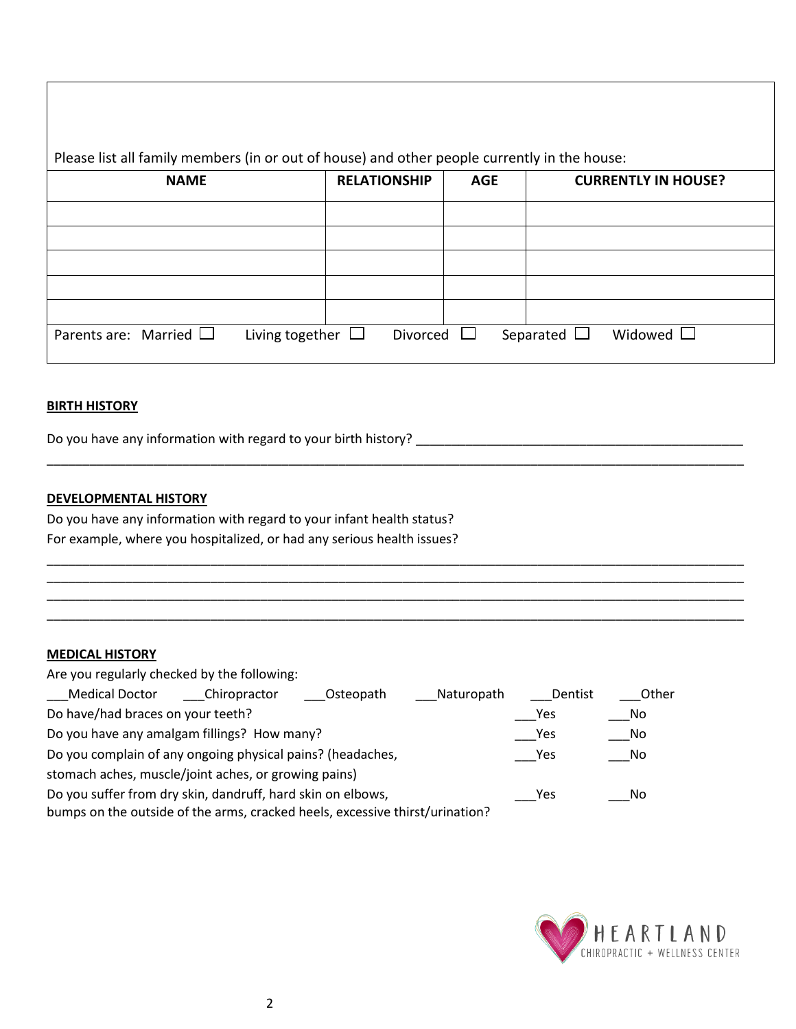Please list all family members (in or out of house) and other people currently in the house:

| NAME | RELATIONSHIP | AGE | CURRENTLY IN HOUSE? |
|---|---|---|---|
| | | | |
| | | | |
| | | | |
| | | | |
| | | | |

Parents are: Married ☐ Living together ☐ Divorced ☐ Separated ☐ Widowed ☐

**BIRTH HISTORY**

Do you have any information with regard to your birth history? ______________________________________________

_____________________________________________________________________________________________

**DEVELOPMENTAL HISTORY**

Do you have any information with regard to your infant health status?
For example, where you hospitalized, or had any serious health issues?

_____________________________________________________________________________________________

_____________________________________________________________________________________________

_____________________________________________________________________________________________

_____________________________________________________________________________________________

**MEDICAL HISTORY**

Are you regularly checked by the following:

___Medical Doctor ___Chiropractor ___Osteopath ___Naturopath ___Dentist ___Other

Do have/had braces on your teeth? ___Yes ___No

Do you have any amalgam fillings? How many? ___Yes ___No

Do you complain of any ongoing physical pains? (headaches, stomach aches, muscle/joint aches, or growing pains) ___Yes ___No

Do you suffer from dry skin, dandruff, hard skin on elbows, bumps on the outside of the arms, cracked heels, excessive thirst/urination? ___Yes ___No

HEARTLAND CHIROPRACTIC + WELLNESS CENTER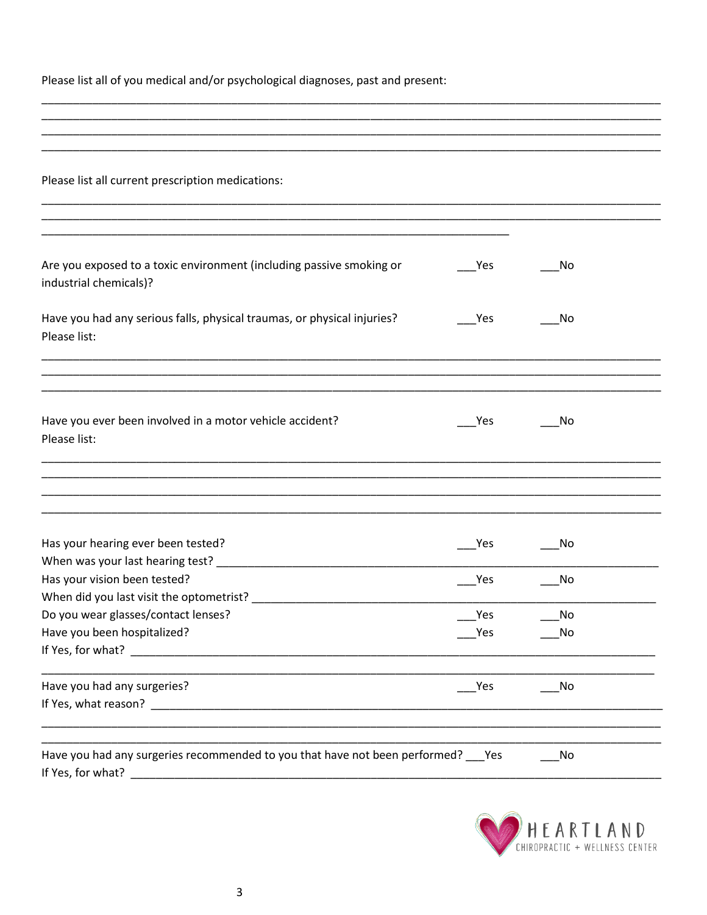Please list all of you medical and/or psychological diagnoses, past and present:

____________________________________________________________________________________________

____________________________________________________________________________________________

____________________________________________________________________________________________

____________________________________________________________________________________________

Please list all current prescription medications:

____________________________________________________________________________________________

____________________________________________________________________________________________

______________________________________________________________________

Are you exposed to a toxic environment (including passive smoking or industrial chemicals)? ___Yes ___No

Have you had any serious falls, physical traumas, or physical injuries? ___Yes ___No

Please list:

____________________________________________________________________________________________

____________________________________________________________________________________________

____________________________________________________________________________________________

Have you ever been involved in a motor vehicle accident? ___Yes ___No

Please list:

____________________________________________________________________________________________

____________________________________________________________________________________________

____________________________________________________________________________________________

____________________________________________________________________________________________

Has your hearing ever been tested? ___Yes ___No

When was your last hearing test? ____________________________________________________________

Has your vision been tested? ___Yes ___No

When did you last visit the optometrist? _______________________________________________________

Do you wear glasses/contact lenses? ___Yes ___No

Have you been hospitalized? ___Yes ___No

If Yes, for what? ___________________________________________________________________________

____________________________________________________________________________________________

Have you had any surgeries? ___Yes ___No

If Yes, what reason? _________________________________________________________________________

____________________________________________________________________________________________

____________________________________________________________________________________________

Have you had any surgeries recommended to you that have not been performed? ___Yes ___No

If Yes, for what? ___________________________________________________________________________

HEARTLAND CHIROPRACTIC + WELLNESS CENTER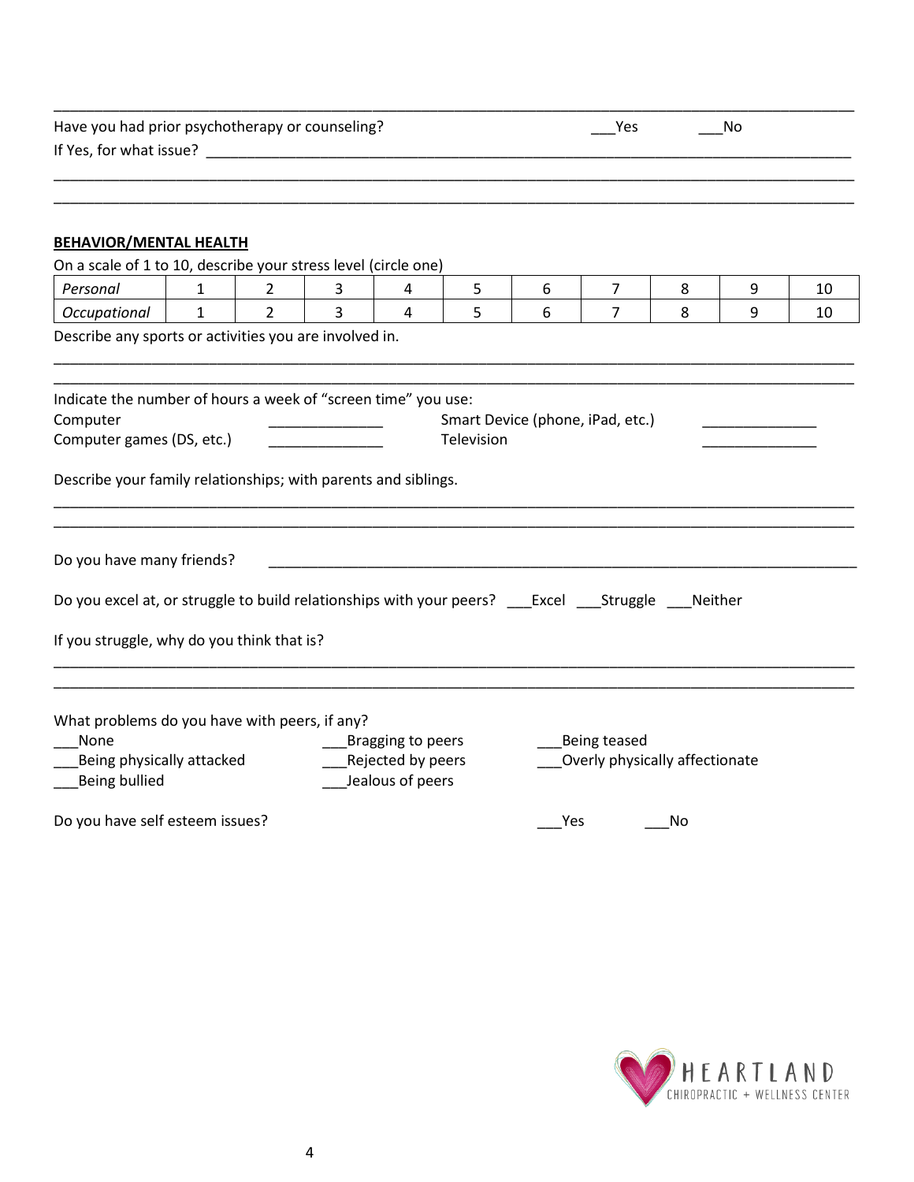Have you had prior psychotherapy or counseling? ___Yes ___No

If Yes, for what issue? ____________________________________________________________

______________________________________________________________________________

______________________________________________________________________________

**BEHAVIOR/MENTAL HEALTH**

On a scale of 1 to 10, describe your stress level (circle one)

| | | | | | | | | | | |
|---|---|---|---|---|---|---|---|---|---|---|
| *Personal* | 1 | 2 | 3 | 4 | 5 | 6 | 7 | 8 | 9 | 10 |
| *Occupational* | 1 | 2 | 3 | 4 | 5 | 6 | 7 | 8 | 9 | 10 |

Describe any sports or activities you are involved in.

______________________________________________________________________________

______________________________________________________________________________

Indicate the number of hours a week of "screen time" you use:

Computer ______________ Smart Device (phone, iPad, etc.) ______________

Computer games (DS, etc.) ______________ Television ______________

Describe your family relationships; with parents and siblings.

______________________________________________________________________________

______________________________________________________________________________

Do you have many friends? ____________________________________________________________

Do you excel at, or struggle to build relationships with your peers? ___Excel ___Struggle ___Neither

If you struggle, why do you think that is?

______________________________________________________________________________

______________________________________________________________________________

What problems do you have with peers, if any?

___None ___Bragging to peers ___Being teased

___Being physically attacked ___Rejected by peers ___Overly physically affectionate

___Being bullied ___Jealous of peers

Do you have self esteem issues? ___Yes ___No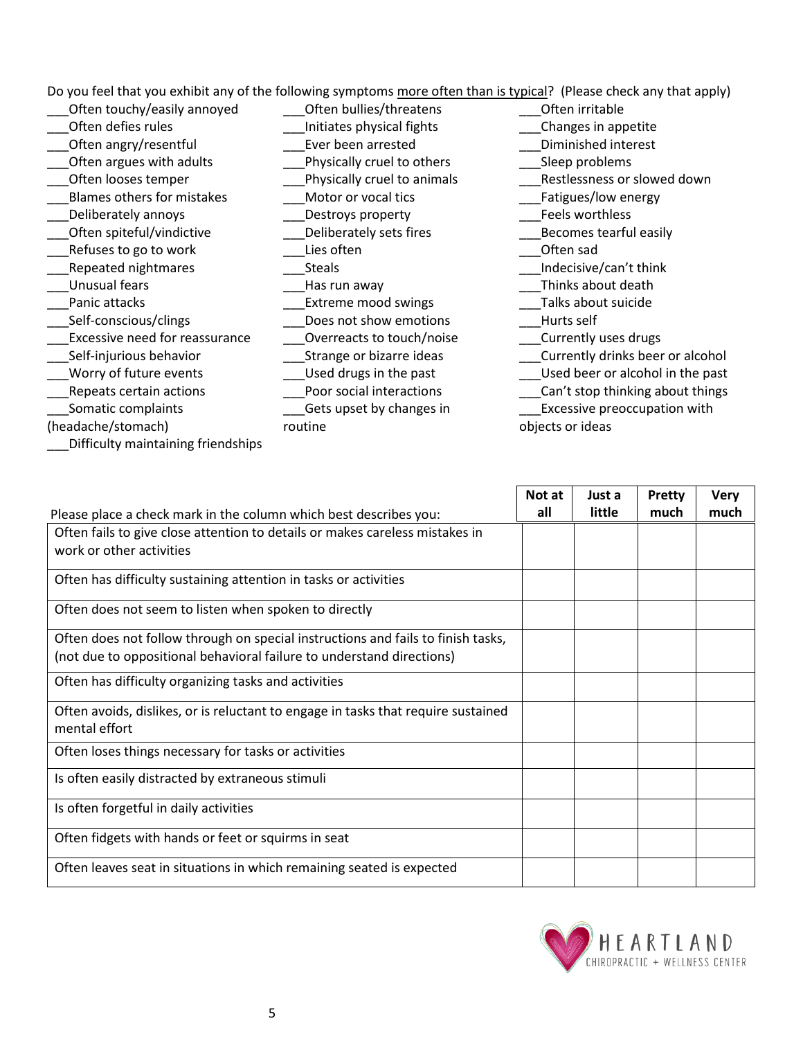Do you feel that you exhibit any of the following symptoms more often than is typical? (Please check any that apply)

___Often touchy/easily annoyed
___Often defies rules
___Often angry/resentful
___Often argues with adults
___Often looses temper
___Blames others for mistakes
___Deliberately annoys
___Often spiteful/vindictive
___Refuses to go to work
___Repeated nightmares
___Unusual fears
___Panic attacks
___Self-conscious/clings
___Excessive need for reassurance
___Self-injurious behavior
___Worry of future events
___Repeats certain actions
___Somatic complaints (headache/stomach)
___Difficulty maintaining friendships

___Often bullies/threatens
___Initiates physical fights
___Ever been arrested
___Physically cruel to others
___Physically cruel to animals
___Motor or vocal tics
___Destroys property
___Deliberately sets fires
___Lies often
___Steals
___Has run away
___Extreme mood swings
___Does not show emotions
___Overreacts to touch/noise
___Strange or bizarre ideas
___Used drugs in the past
___Poor social interactions
___Gets upset by changes in routine

___Often irritable
___Changes in appetite
___Diminished interest
___Sleep problems
___Restlessness or slowed down
___Fatigues/low energy
___Feels worthless
___Becomes tearful easily
___Often sad
___Indecisive/can't think
___Thinks about death
___Talks about suicide
___Hurts self
___Currently uses drugs
___Currently drinks beer or alcohol
___Used beer or alcohol in the past
___Can't stop thinking about things
___Excessive preoccupation with objects or ideas

| Please place a check mark in the column which best describes you: | Not at all | Just a little | Pretty much | Very much |
|---|---|---|---|---|
| Often fails to give close attention to details or makes careless mistakes in work or other activities | | | | |
| Often has difficulty sustaining attention in tasks or activities | | | | |
| Often does not seem to listen when spoken to directly | | | | |
| Often does not follow through on special instructions and fails to finish tasks, (not due to oppositional behavioral failure to understand directions) | | | | |
| Often has difficulty organizing tasks and activities | | | | |
| Often avoids, dislikes, or is reluctant to engage in tasks that require sustained mental effort | | | | |
| Often loses things necessary for tasks or activities | | | | |
| Is often easily distracted by extraneous stimuli | | | | |
| Is often forgetful in daily activities | | | | |
| Often fidgets with hands or feet or squirms in seat | | | | |
| Often leaves seat in situations in which remaining seated is expected | | | | |

HEARTLAND CHIROPRACTIC + WELLNESS CENTER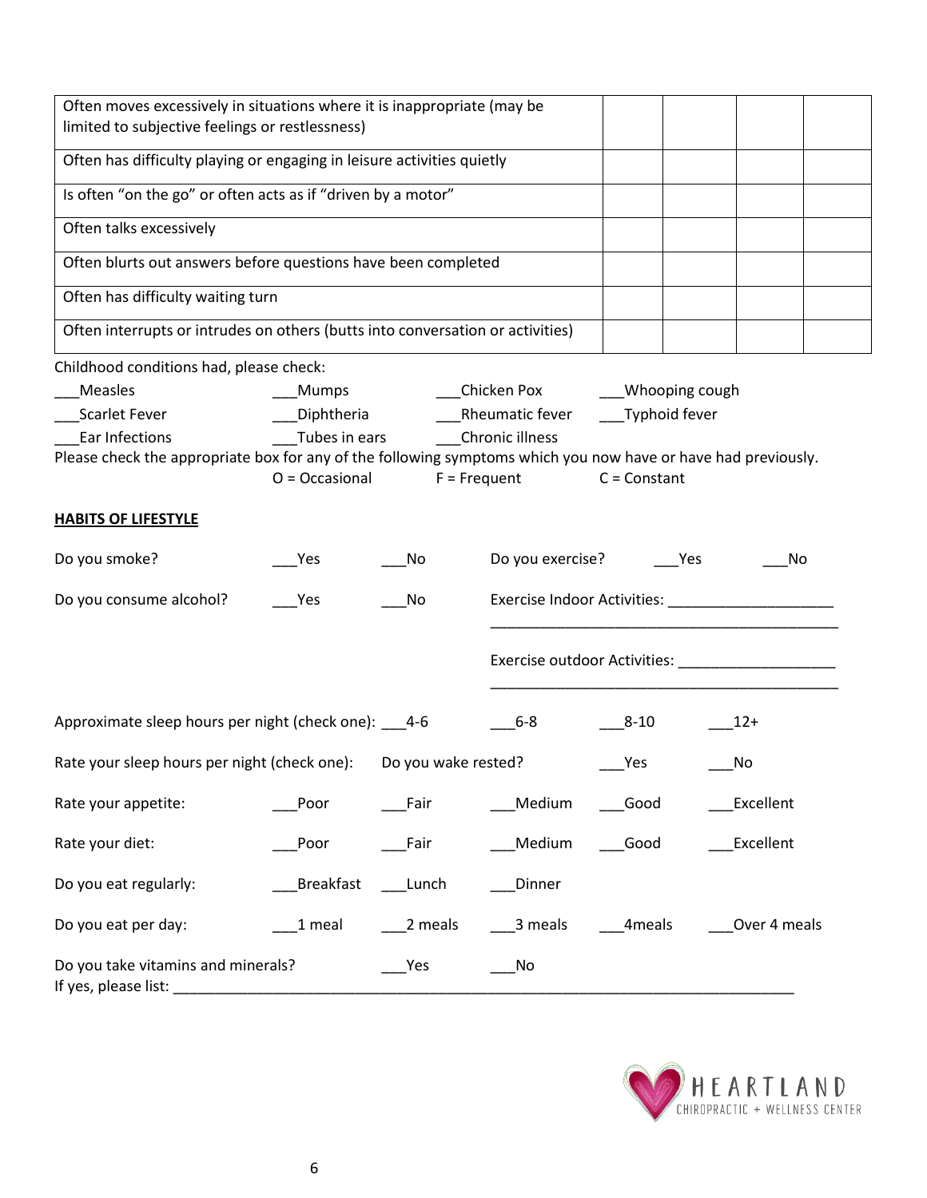| | | | | |
|---|---|---|---|---|
| Often moves excessively in situations where it is inappropriate (may be limited to subjective feelings or restlessness) | | | | |
| Often has difficulty playing or engaging in leisure activities quietly | | | | |
| Is often "on the go" or often acts as if "driven by a motor" | | | | |
| Often talks excessively | | | | |
| Often blurts out answers before questions have been completed | | | | |
| Often has difficulty waiting turn | | | | |
| Often interrupts or intrudes on others (butts into conversation or activities) | | | | |

Childhood conditions had, please check:

___Measles ___Mumps ___Chicken Pox ___Whooping cough

___Scarlet Fever ___Diphtheria ___Rheumatic fever ___Typhoid fever

___Ear Infections ___Tubes in ears ___Chronic illness

Please check the appropriate box for any of the following symptoms which you now have or have had previously.

O = Occasional F = Frequent C = Constant

**HABITS OF LIFESTYLE**

Do you smoke? ___Yes ___No

Do you exercise? ___Yes ___No

Do you consume alcohol? ___Yes ___No

Exercise Indoor Activities: ____________________
____________________________________________

Exercise outdoor Activities: ___________________
____________________________________________

Approximate sleep hours per night (check one): ___4-6 ___6-8 ___8-10 ___12+

Rate your sleep hours per night (check one): Do you wake rested? ___Yes ___No

Rate your appetite: ___Poor ___Fair ___Medium ___Good ___Excellent

Rate your diet: ___Poor ___Fair ___Medium ___Good ___Excellent

Do you eat regularly: ___Breakfast ___Lunch ___Dinner

Do you eat per day: ___1 meal ___2 meals ___3 meals ___4meals ___Over 4 meals

Do you take vitamins and minerals? ___Yes ___No

If yes, please list: ____________________________________________________________________________

HEARTLAND CHIROPRACTIC + WELLNESS CENTER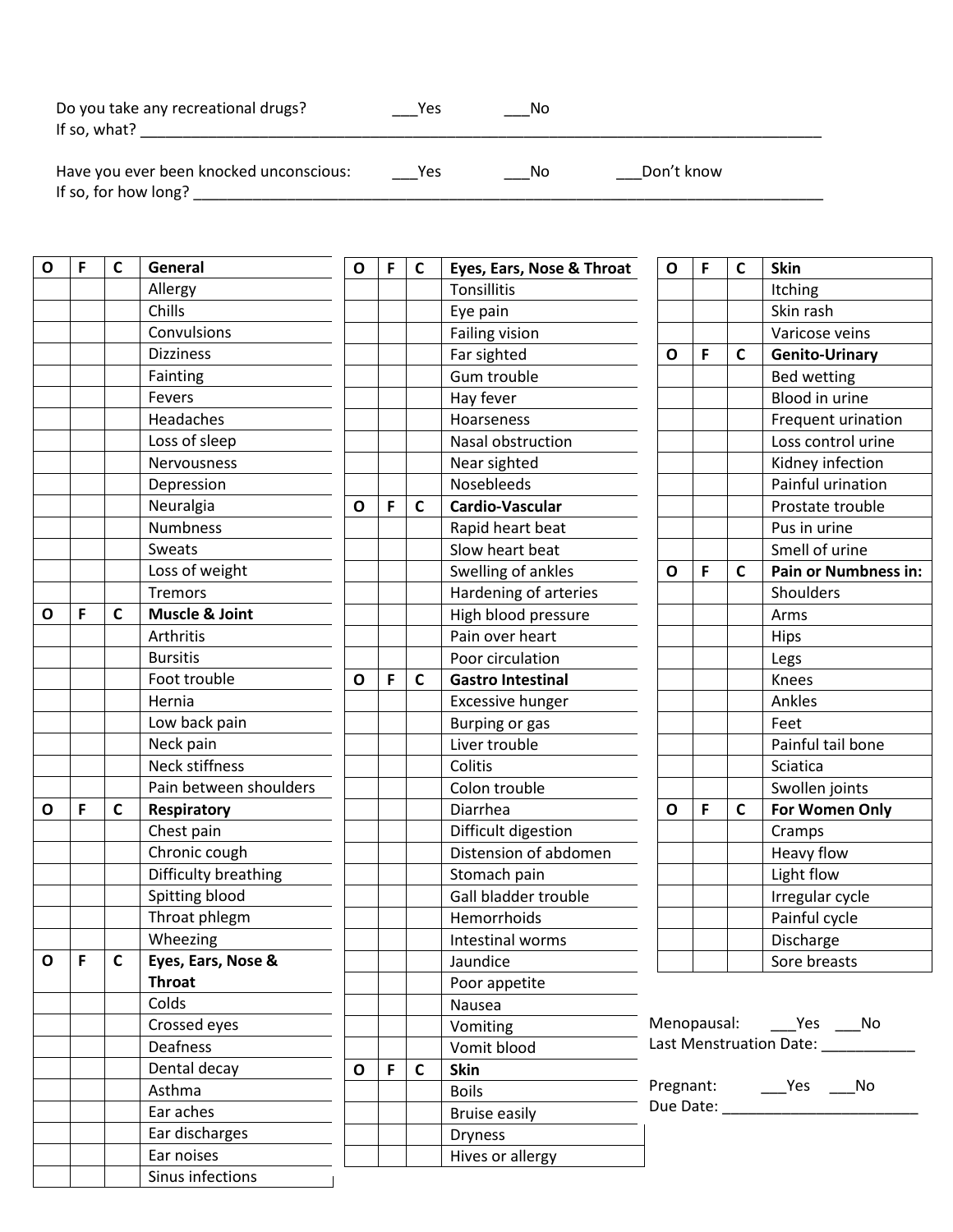Do you take any recreational drugs? ___Yes ___No
If so, what? ______________________________________________________________________________

Have you ever been knocked unconscious: ___Yes ___No ___Don't know
If so, for how long? _________________________________________________________________________

| O | F | C | General |
|---|---|---|---|
| | | | Allergy |
| | | | Chills |
| | | | Convulsions |
| | | | Dizziness |
| | | | Fainting |
| | | | Fevers |
| | | | Headaches |
| | | | Loss of sleep |
| | | | Nervousness |
| | | | Depression |
| | | | Neuralgia |
| | | | Numbness |
| | | | Sweats |
| | | | Loss of weight |
| | | | Tremors |
| **O** | **F** | **C** | **Muscle & Joint** |
| | | | Arthritis |
| | | | Bursitis |
| | | | Foot trouble |
| | | | Hernia |
| | | | Low back pain |
| | | | Neck pain |
| | | | Neck stiffness |
| | | | Pain between shoulders |
| **O** | **F** | **C** | **Respiratory** |
| | | | Chest pain |
| | | | Chronic cough |
| | | | Difficulty breathing |
| | | | Spitting blood |
| | | | Throat phlegm |
| | | | Wheezing |
| **O** | **F** | **C** | **Eyes, Ears, Nose & Throat** |
| | | | Colds |
| | | | Crossed eyes |
| | | | Deafness |
| | | | Dental decay |
| | | | Asthma |
| | | | Ear aches |
| | | | Ear discharges |
| | | | Ear noises |
| | | | Sinus infections |

| O | F | C | Eyes, Ears, Nose & Throat |
|---|---|---|---|
| | | | Tonsillitis |
| | | | Eye pain |
| | | | Failing vision |
| | | | Far sighted |
| | | | Gum trouble |
| | | | Hay fever |
| | | | Hoarseness |
| | | | Nasal obstruction |
| | | | Near sighted |
| | | | Nosebleeds |
| **O** | **F** | **C** | **Cardio-Vascular** |
| | | | Rapid heart beat |
| | | | Slow heart beat |
| | | | Swelling of ankles |
| | | | Hardening of arteries |
| | | | High blood pressure |
| | | | Pain over heart |
| | | | Poor circulation |
| **O** | **F** | **C** | **Gastro Intestinal** |
| | | | Excessive hunger |
| | | | Burping or gas |
| | | | Liver trouble |
| | | | Colitis |
| | | | Colon trouble |
| | | | Diarrhea |
| | | | Difficult digestion |
| | | | Distension of abdomen |
| | | | Stomach pain |
| | | | Gall bladder trouble |
| | | | Hemorrhoids |
| | | | Intestinal worms |
| | | | Jaundice |
| | | | Poor appetite |
| | | | Nausea |
| | | | Vomiting |
| | | | Vomit blood |
| **O** | **F** | **C** | **Skin** |
| | | | Boils |
| | | | Bruise easily |
| | | | Dryness |
| | | | Hives or allergy |

| O | F | C | Skin |
|---|---|---|---|
| | | | Itching |
| | | | Skin rash |
| | | | Varicose veins |
| **O** | **F** | **C** | **Genito-Urinary** |
| | | | Bed wetting |
| | | | Blood in urine |
| | | | Frequent urination |
| | | | Loss control urine |
| | | | Kidney infection |
| | | | Painful urination |
| | | | Prostate trouble |
| | | | Pus in urine |
| | | | Smell of urine |
| **O** | **F** | **C** | **Pain or Numbness in:** |
| | | | Shoulders |
| | | | Arms |
| | | | Hips |
| | | | Legs |
| | | | Knees |
| | | | Ankles |
| | | | Feet |
| | | | Painful tail bone |
| | | | Sciatica |
| | | | Swollen joints |
| **O** | **F** | **C** | **For Women Only** |
| | | | Cramps |
| | | | Heavy flow |
| | | | Light flow |
| | | | Irregular cycle |
| | | | Painful cycle |
| | | | Discharge |
| | | | Sore breasts |

Menopausal: ___Yes ___No
Last Menstruation Date: ___________

Pregnant: ___Yes ___No
Due Date: _______________________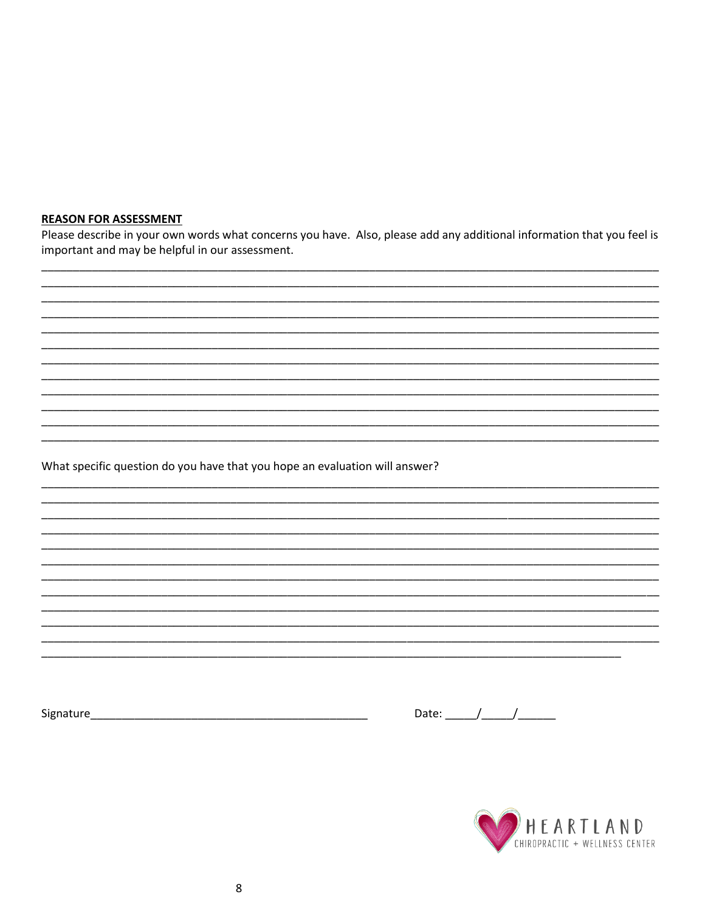**REASON FOR ASSESSMENT**

Please describe in your own words what concerns you have. Also, please add any additional information that you feel is important and may be helpful in our assessment.

_______________________________________________________________________________________________
_______________________________________________________________________________________________
_______________________________________________________________________________________________
_______________________________________________________________________________________________
_______________________________________________________________________________________________
_______________________________________________________________________________________________
_______________________________________________________________________________________________
_______________________________________________________________________________________________
_______________________________________________________________________________________________
_______________________________________________________________________________________________
_______________________________________________________________________________________________
_______________________________________________________________________________________________

What specific question do you have that you hope an evaluation will answer?

_______________________________________________________________________________________________
_______________________________________________________________________________________________
_______________________________________________________________________________________________
_______________________________________________________________________________________________
_______________________________________________________________________________________________
_______________________________________________________________________________________________
_______________________________________________________________________________________________
_______________________________________________________________________________________________
_______________________________________________________________________________________________
_______________________________________________________________________________________________
_______________________________________________________________________________________________
_______________________________________________________________________________________________

Signature_____________________________________________ Date: _____/_____/______

HEARTLAND CHIROPRACTIC + WELLNESS CENTER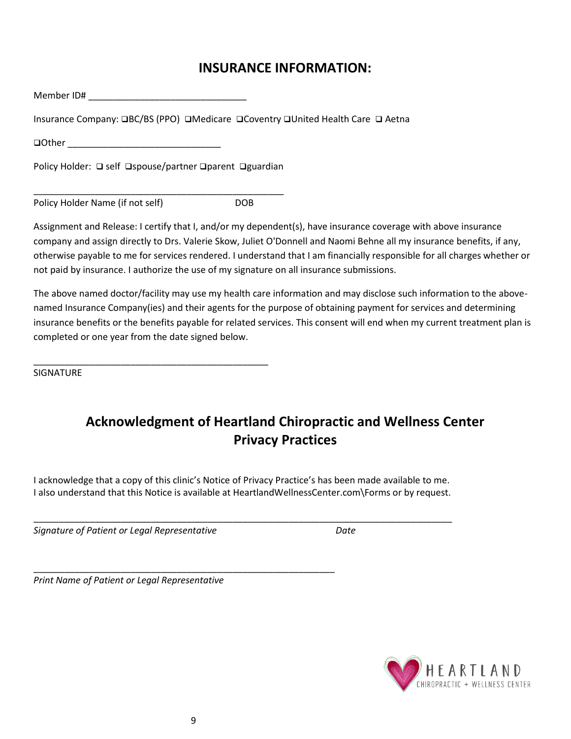## INSURANCE INFORMATION:

Member ID# ______________________________

Insurance Company: ❑BC/BS (PPO) ❑Medicare ❑Coventry ❑United Health Care ❑ Aetna

❑Other ______________________________

Policy Holder: ❑ self ❑spouse/partner ❑parent ❑guardian

__________________________________________________

Policy Holder Name (if not self) DOB

Assignment and Release: I certify that I, and/or my dependent(s), have insurance coverage with above insurance company and assign directly to Drs. Valerie Skow, Juliet O'Donnell and Naomi Behne all my insurance benefits, if any, otherwise payable to me for services rendered. I understand that I am financially responsible for all charges whether or not paid by insurance. I authorize the use of my signature on all insurance submissions.

The above named doctor/facility may use my health care information and may disclose such information to the above-named Insurance Company(ies) and their agents for the purpose of obtaining payment for services and determining insurance benefits or the benefits payable for related services. This consent will end when my current treatment plan is completed or one year from the date signed below.

______________________________________________

SIGNATURE

## Acknowledgment of Heartland Chiropractic and Wellness Center Privacy Practices

I acknowledge that a copy of this clinic's Notice of Privacy Practice's has been made available to me.
I also understand that this Notice is available at HeartlandWellnessCenter.com\Forms or by request.

_____________________________________________________________________________________

*Signature of Patient or Legal Representative* *Date*

____________________________________________________________

*Print Name of Patient or Legal Representative*

HEARTLAND
CHIROPRACTIC + WELLNESS CENTER